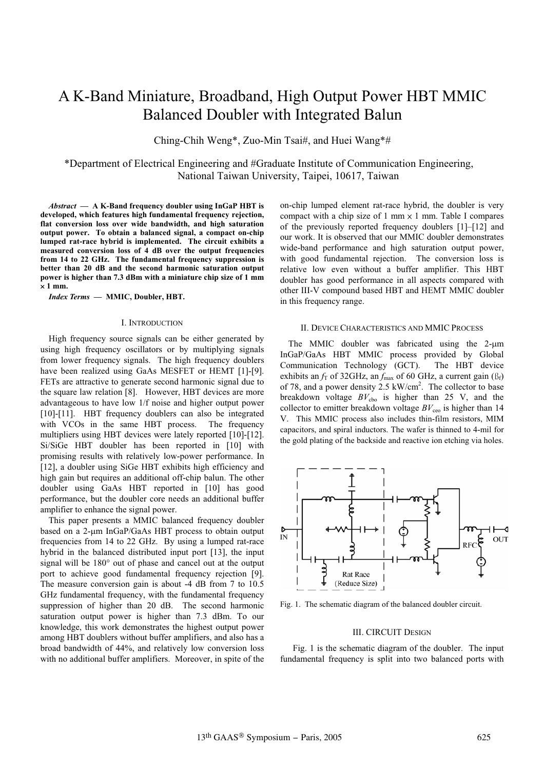# A K-Band Miniature, Broadband, High Output Power HBT MMIC Balanced Doubler with Integrated Balun

Ching-Chih Weng*, Zuo-Min Tsai#, and Huei Wang*#

*Department of Electrical Engineering and #Graduate Institute of Communication Engineering, National Taiwan University, Taipei, 10617, Taiwan

***Abstract*** **— A K-Band frequency doubler using InGaP HBT is developed, which features high fundamental frequency rejection, flat conversion loss over wide bandwidth, and high saturation output power. To obtain a balanced signal, a compact on-chip lumped rat-race hybrid is implemented. The circuit exhibits a measured conversion loss of 4 dB over the output frequencies from 14 to 22 GHz. The fundamental frequency suppression is better than 20 dB and the second harmonic saturation output power is higher than 7.3 dBm with a miniature chip size of 1 mm × 1 mm.**

***Index Terms*** **— MMIC, Doubler, HBT.**

## I. INTRODUCTION

High frequency source signals can be either generated by using high frequency oscillators or by multiplying signals from lower frequency signals. The high frequency doublers have been realized using GaAs MESFET or HEMT [1]-[9]. FETs are attractive to generate second harmonic signal due to the square law relation [8]. However, HBT devices are more advantageous to have low 1/f noise and higher output power [10]-[11]. HBT frequency doublers can also be integrated with VCOs in the same HBT process. The frequency multipliers using HBT devices were lately reported [10]-[12]. Si/SiGe HBT doubler has been reported in [10] with promising results with relatively low-power performance. In [12], a doubler using SiGe HBT exhibits high efficiency and high gain but requires an additional off-chip balun. The other doubler using GaAs HBT reported in [10] has good performance, but the doubler core needs an additional buffer amplifier to enhance the signal power.

This paper presents a MMIC balanced frequency doubler based on a 2-μm InGaP/GaAs HBT process to obtain output frequencies from 14 to 22 GHz. By using a lumped rat-race hybrid in the balanced distributed input port [13], the input signal will be 180° out of phase and cancel out at the output port to achieve good fundamental frequency rejection [9]. The measure conversion gain is about -4 dB from 7 to 10.5 GHz fundamental frequency, with the fundamental frequency suppression of higher than 20 dB. The second harmonic saturation output power is higher than 7.3 dBm. To our knowledge, this work demonstrates the highest output power among HBT doublers without buffer amplifiers, and also has a broad bandwidth of 44%, and relatively low conversion loss with no additional buffer amplifiers. Moreover, in spite of the on-chip lumped element rat-race hybrid, the doubler is very compact with a chip size of 1 mm × 1 mm. Table I compares of the previously reported frequency doublers [1]–[12] and our work. It is observed that our MMIC doubler demonstrates wide-band performance and high saturation output power, with good fundamental rejection. The conversion loss is relative low even without a buffer amplifier. This HBT doubler has good performance in all aspects compared with other III-V compound based HBT and HEMT MMIC doubler in this frequency range.

## II. DEVICE CHARACTERISTICS AND MMIC PROCESS

The MMIC doubler was fabricated using the 2-μm InGaP/GaAs HBT MMIC process provided by Global Communication Technology (GCT). The HBT device exhibits an $f_T$ of 32GHz, an $f_{max}$ of 60 GHz, a current gain ($\beta_f$) of 78, and a power density 2.5 kW/cm$^2$. The collector to base breakdown voltage $BV_{cbo}$ is higher than 25 V, and the collector to emitter breakdown voltage $BV_{ceo}$ is higher than 14 V. This MMIC process also includes thin-film resistors, MIM capacitors, and spiral inductors. The wafer is thinned to 4-mil for the gold plating of the backside and reactive ion etching via holes.

Fig. 1. The schematic diagram of the balanced doubler circuit.

## III. CIRCUIT DESIGN

Fig. 1 is the schematic diagram of the doubler. The input fundamental frequency is split into two balanced ports with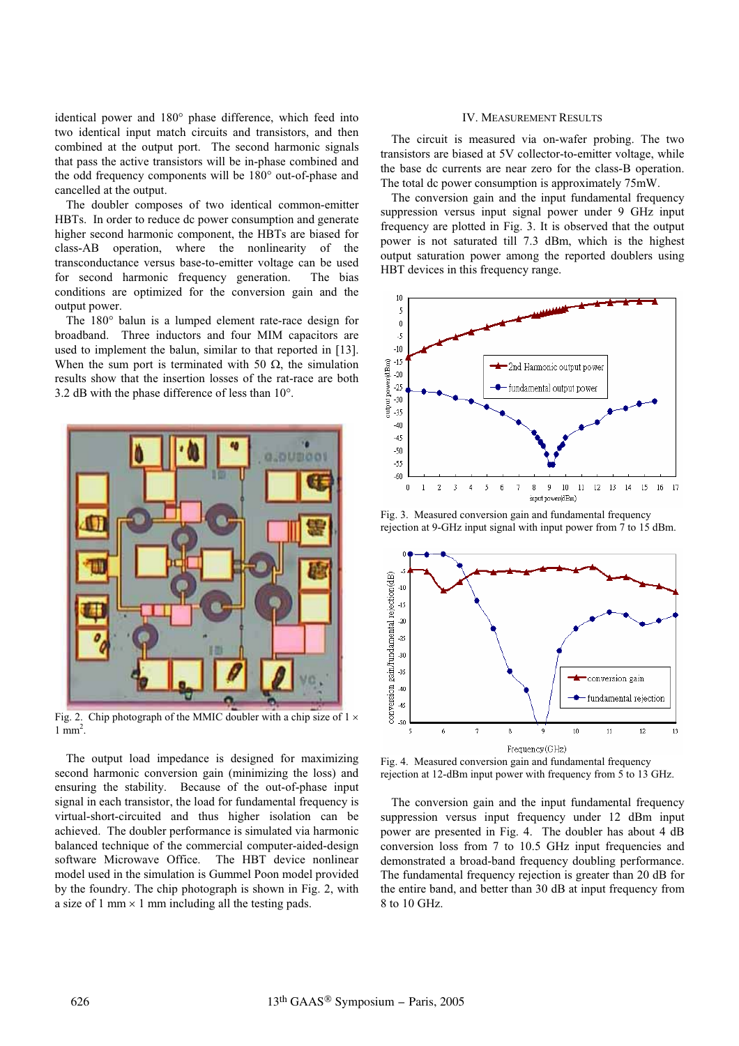identical power and 180° phase difference, which feed into two identical input match circuits and transistors, and then combined at the output port. The second harmonic signals that pass the active transistors will be in-phase combined and the odd frequency components will be 180° out-of-phase and cancelled at the output.

The doubler composes of two identical common-emitter HBTs. In order to reduce dc power consumption and generate higher second harmonic component, the HBTs are biased for class-AB operation, where the nonlinearity of the transconductance versus base-to-emitter voltage can be used for second harmonic frequency generation. The bias conditions are optimized for the conversion gain and the output power.

The 180° balun is a lumped element rate-race design for broadband. Three inductors and four MIM capacitors are used to implement the balun, similar to that reported in [13]. When the sum port is terminated with 50 Ω, the simulation results show that the insertion losses of the rat-race are both 3.2 dB with the phase difference of less than 10°.

Fig. 2. Chip photograph of the MMIC doubler with a chip size of 1 × 1 mm$^2$.

The output load impedance is designed for maximizing second harmonic conversion gain (minimizing the loss) and ensuring the stability. Because of the out-of-phase input signal in each transistor, the load for fundamental frequency is virtual-short-circuited and thus higher isolation can be achieved. The doubler performance is simulated via harmonic balanced technique of the commercial computer-aided-design software Microwave Office. The HBT device nonlinear model used in the simulation is Gummel Poon model provided by the foundry. The chip photograph is shown in Fig. 2, with a size of 1 mm × 1 mm including all the testing pads.

## IV. Measurement Results

The circuit is measured via on-wafer probing. The two transistors are biased at 5V collector-to-emitter voltage, while the base dc currents are near zero for the class-B operation. The total dc power consumption is approximately 75mW.

The conversion gain and the input fundamental frequency suppression versus input signal power under 9 GHz input frequency are plotted in Fig. 3. It is observed that the output power is not saturated till 7.3 dBm, which is the highest output saturation power among the reported doublers using HBT devices in this frequency range.

Fig. 3. Measured conversion gain and fundamental frequency rejection at 9-GHz input signal with input power from 7 to 15 dBm.

Fig. 4. Measured conversion gain and fundamental frequency rejection at 12-dBm input power with frequency from 5 to 13 GHz.

The conversion gain and the input fundamental frequency suppression versus input frequency under 12 dBm input power are presented in Fig. 4. The doubler has about 4 dB conversion loss from 7 to 10.5 GHz input frequencies and demonstrated a broad-band frequency doubling performance. The fundamental frequency rejection is greater than 20 dB for the entire band, and better than 30 dB at input frequency from 8 to 10 GHz.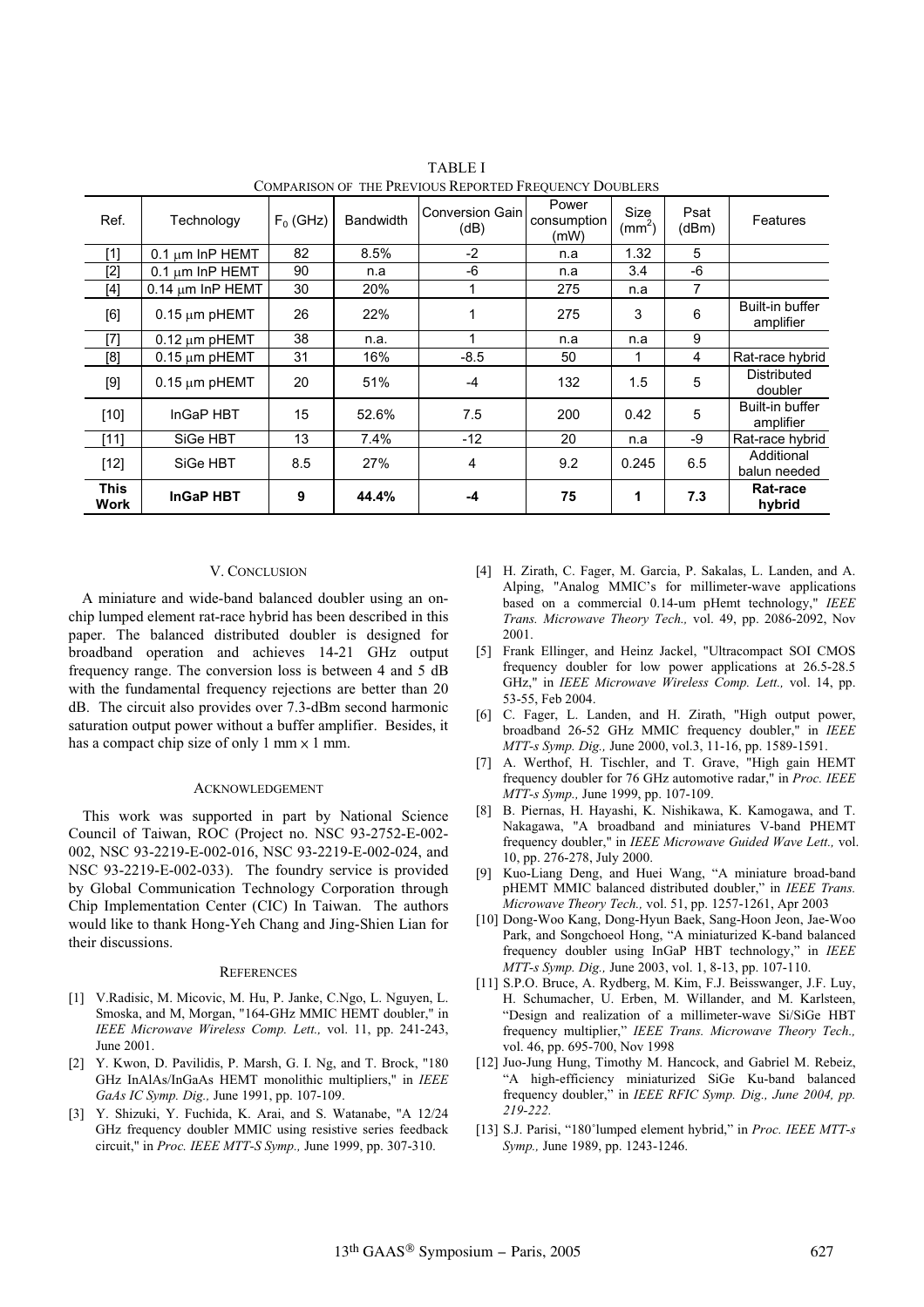TABLE I
COMPARISON OF THE PREVIOUS REPORTED FREQUENCY DOUBLERS

| Ref. | Technology | $F_0$ (GHz) | Bandwidth | Conversion Gain (dB) | Power consumption (mW) | Size ($mm^2$) | Psat (dBm) | Features |
|---|---|---|---|---|---|---|---|---|
| [1] | 0.1 μm InP HEMT | 82 | 8.5% | -2 | n.a | 1.32 | 5 | |
| [2] | 0.1 μm InP HEMT | 90 | n.a | -6 | n.a | 3.4 | -6 | |
| [4] | 0.14 μm InP HEMT | 30 | 20% | 1 | 275 | n.a | 7 | |
| [6] | 0.15 μm pHEMT | 26 | 22% | 1 | 275 | 3 | 6 | Built-in buffer amplifier |
| [7] | 0.12 μm pHEMT | 38 | n.a. | 1 | n.a | n.a | 9 | |
| [8] | 0.15 μm pHEMT | 31 | 16% | -8.5 | 50 | 1 | 4 | Rat-race hybrid |
| [9] | 0.15 μm pHEMT | 20 | 51% | -4 | 132 | 1.5 | 5 | Distributed doubler |
| [10] | InGaP HBT | 15 | 52.6% | 7.5 | 200 | 0.42 | 5 | Built-in buffer amplifier |
| [11] | SiGe HBT | 13 | 7.4% | -12 | 20 | n.a | -9 | Rat-race hybrid |
| [12] | SiGe HBT | 8.5 | 27% | 4 | 9.2 | 0.245 | 6.5 | Additional balun needed |
| **This Work** | **InGaP HBT** | **9** | **44.4%** | **-4** | **75** | **1** | **7.3** | **Rat-race hybrid** |

## V. CONCLUSION

A miniature and wide-band balanced doubler using an on-chip lumped element rat-race hybrid has been described in this paper. The balanced distributed doubler is designed for broadband operation and achieves 14-21 GHz output frequency range. The conversion loss is between 4 and 5 dB with the fundamental frequency rejections are better than 20 dB. The circuit also provides over 7.3-dBm second harmonic saturation output power without a buffer amplifier. Besides, it has a compact chip size of only 1 mm × 1 mm.

## ACKNOWLEDGEMENT

This work was supported in part by National Science Council of Taiwan, ROC (Project no. NSC 93-2752-E-002-002, NSC 93-2219-E-002-016, NSC 93-2219-E-002-024, and NSC 93-2219-E-002-033). The foundry service is provided by Global Communication Technology Corporation through Chip Implementation Center (CIC) In Taiwan. The authors would like to thank Hong-Yeh Chang and Jing-Shien Lian for their discussions.

## REFERENCES

[1] V.Radisic, M. Micovic, M. Hu, P. Janke, C.Ngo, L. Nguyen, L. Smoska, and M, Morgan, "164-GHz MMIC HEMT doubler," in *IEEE Microwave Wireless Comp. Lett.,* vol. 11, pp. 241-243, June 2001.

[2] Y. Kwon, D. Pavilidis, P. Marsh, G. I. Ng, and T. Brock, "180 GHz InAlAs/InGaAs HEMT monolithic multipliers," in *IEEE GaAs IC Symp. Dig.,* June 1991, pp. 107-109.

[3] Y. Shizuki, Y. Fuchida, K. Arai, and S. Watanabe, "A 12/24 GHz frequency doubler MMIC using resistive series feedback circuit," in *Proc. IEEE MTT-S Symp.,* June 1999, pp. 307-310.

[4] H. Zirath, C. Fager, M. Garcia, P. Sakalas, L. Landen, and A. Alping, "Analog MMIC's for millimeter-wave applications based on a commercial 0.14-um pHemt technology," *IEEE Trans. Microwave Theory Tech.,* vol. 49, pp. 2086-2092, Nov 2001.

[5] Frank Ellinger, and Heinz Jackel, "Ultracompact SOI CMOS frequency doubler for low power applications at 26.5-28.5 GHz," in *IEEE Microwave Wireless Comp. Lett.,* vol. 14, pp. 53-55, Feb 2004.

[6] C. Fager, L. Landen, and H. Zirath, "High output power, broadband 26-52 GHz MMIC frequency doubler," in *IEEE MTT-s Symp. Dig.,* June 2000, vol.3, 11-16, pp. 1589-1591.

[7] A. Werthof, H. Tischler, and T. Grave, "High gain HEMT frequency doubler for 76 GHz automotive radar," in *Proc. IEEE MTT-s Symp.,* June 1999, pp. 107-109.

[8] B. Piernas, H. Hayashi, K. Nishikawa, K. Kamogawa, and T. Nakagawa, "A broadband and miniatures V-band PHEMT frequency doubler," in *IEEE Microwave Guided Wave Lett.,* vol. 10, pp. 276-278, July 2000.

[9] Kuo-Liang Deng, and Huei Wang, "A miniature broad-band pHEMT MMIC balanced distributed doubler," in *IEEE Trans. Microwave Theory Tech.,* vol. 51, pp. 1257-1261, Apr 2003

[10] Dong-Woo Kang, Dong-Hyun Baek, Sang-Hoon Jeon, Jae-Woo Park, and Songchoeol Hong, "A miniaturized K-band balanced frequency doubler using InGaP HBT technology," in *IEEE MTT-s Symp. Dig.,* June 2003, vol. 1, 8-13, pp. 107-110.

[11] S.P.O. Bruce, A. Rydberg, M. Kim, F.J. Beisswanger, J.F. Luy, H. Schumacher, U. Erben, M. Willander, and M. Karlsteen, "Design and realization of a millimeter-wave Si/SiGe HBT frequency multiplier," *IEEE Trans. Microwave Theory Tech.,* vol. 46, pp. 695-700, Nov 1998

[12] Juo-Jung Hung, Timothy M. Hancock, and Gabriel M. Rebeiz, "A high-efficiency miniaturized SiGe Ku-band balanced frequency doubler," in *IEEE RFIC Symp. Dig., June 2004, pp. 219-222.*

[13] S.J. Parisi, "180˚lumped element hybrid," in *Proc. IEEE MTT-s Symp.,* June 1989, pp. 1243-1246.